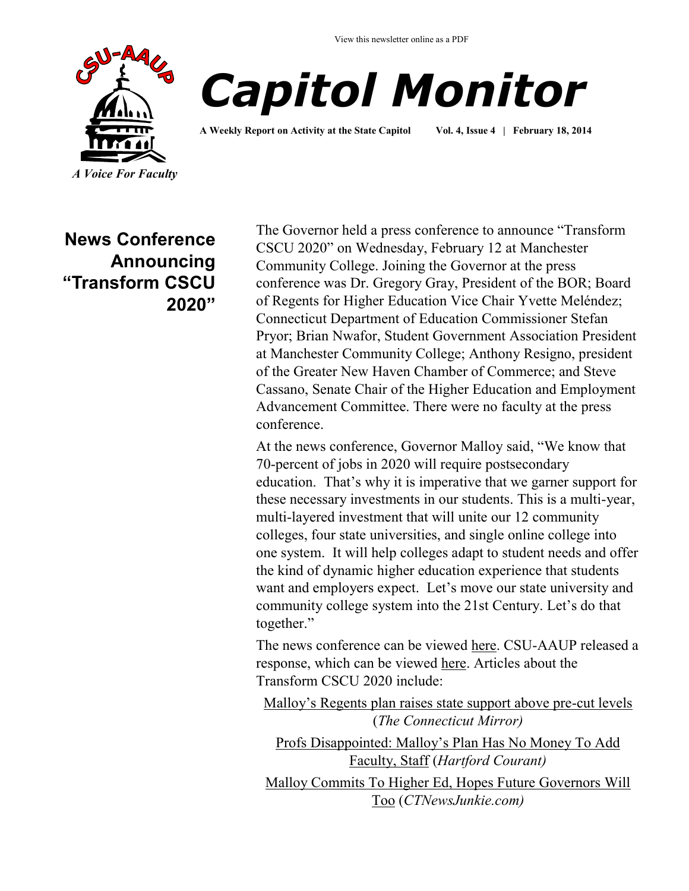View this newsletter online as a PDF

A Voice For Faculty

# Capitol Monitor

**A Weekly Report on Activity at the State Capitol     Vol. 4, Issue 4 | February 18, 2014**

## News Conference Announcing "Transform CSCU 2020"

The Governor held a press conference to announce "Transform CSCU 2020" on Wednesday, February 12 at Manchester Community College. Joining the Governor at the press conference was Dr. Gregory Gray, President of the BOR; Board of Regents for Higher Education Vice Chair Yvette Meléndez; Connecticut Department of Education Commissioner Stefan Pryor; Brian Nwafor, Student Government Association President at Manchester Community College; Anthony Resigno, president of the Greater New Haven Chamber of Commerce; and Steve Cassano, Senate Chair of the Higher Education and Employment Advancement Committee. There were no faculty at the press conference.

At the news conference, Governor Malloy said, "We know that 70-percent of jobs in 2020 will require postsecondary education. That's why it is imperative that we garner support for these necessary investments in our students. This is a multi-year, multi-layered investment that will unite our 12 community colleges, four state universities, and single online college into one system. It will help colleges adapt to student needs and offer the kind of dynamic higher education experience that students want and employers expect. Let's move our state university and community college system into the 21st Century. Let's do that together."

The news conference can be viewed here. CSU-AAUP released a response, which can be viewed here. Articles about the Transform CSCU 2020 include:

Malloy's Regents plan raises state support above pre-cut levels (*The Connecticut Mirror)*

Profs Disappointed: Malloy's Plan Has No Money To Add Faculty, Staff (*Hartford Courant)*

Malloy Commits To Higher Ed, Hopes Future Governors Will Too (*CTNewsJunkie.com)*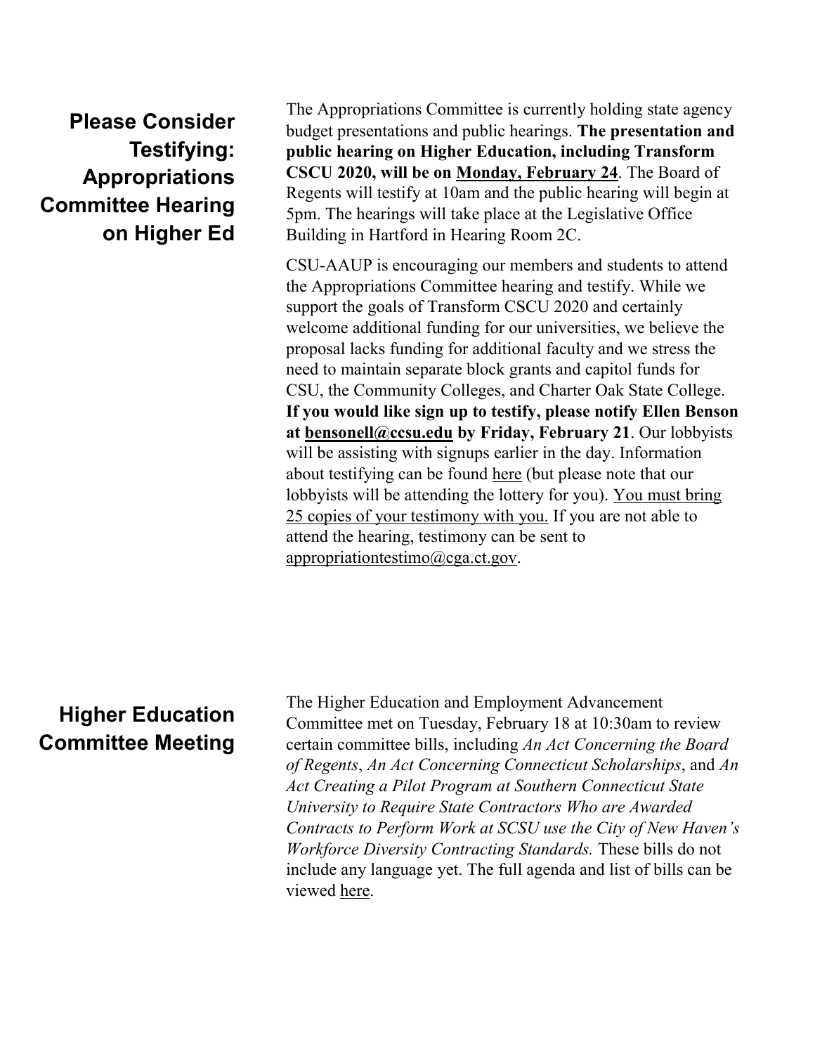## Please Consider Testifying: Appropriations Committee Hearing on Higher Ed

The Appropriations Committee is currently holding state agency budget presentations and public hearings. **The presentation and public hearing on Higher Education, including Transform CSCU 2020, will be on Monday, February 24**. The Board of Regents will testify at 10am and the public hearing will begin at 5pm. The hearings will take place at the Legislative Office Building in Hartford in Hearing Room 2C.

CSU-AAUP is encouraging our members and students to attend the Appropriations Committee hearing and testify. While we support the goals of Transform CSCU 2020 and certainly welcome additional funding for our universities, we believe the proposal lacks funding for additional faculty and we stress the need to maintain separate block grants and capitol funds for CSU, the Community Colleges, and Charter Oak State College. **If you would like sign up to testify, please notify Ellen Benson at bensonell@ccsu.edu by Friday, February 21**. Our lobbyists will be assisting with signups earlier in the day. Information about testifying can be found here (but please note that our lobbyists will be attending the lottery for you). You must bring 25 copies of your testimony with you. If you are not able to attend the hearing, testimony can be sent to appropriationtestimo@cga.ct.gov.

## Higher Education Committee Meeting

The Higher Education and Employment Advancement Committee met on Tuesday, February 18 at 10:30am to review certain committee bills, including *An Act Concerning the Board of Regents*, *An Act Concerning Connecticut Scholarships*, and *An Act Creating a Pilot Program at Southern Connecticut State University to Require State Contractors Who are Awarded Contracts to Perform Work at SCSU use the City of New Haven's Workforce Diversity Contracting Standards.* These bills do not include any language yet. The full agenda and list of bills can be viewed here.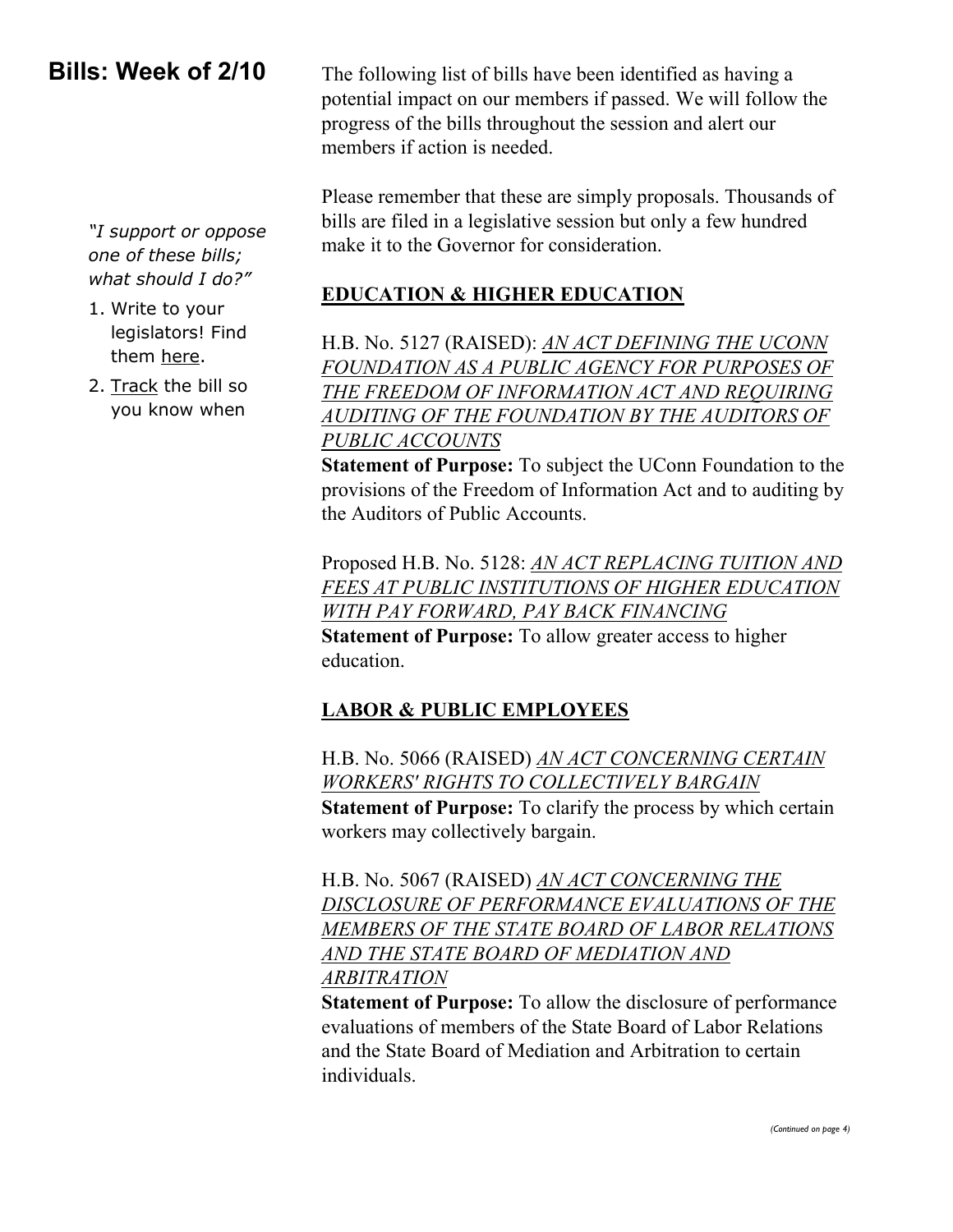## Bills: Week of 2/10

*"I support or oppose one of these bills; what should I do?"*

1. Write to your legislators! Find them here.
2. Track the bill so you know when

The following list of bills have been identified as having a potential impact on our members if passed. We will follow the progress of the bills throughout the session and alert our members if action is needed.

Please remember that these are simply proposals. Thousands of bills are filed in a legislative session but only a few hundred make it to the Governor for consideration.

### EDUCATION & HIGHER EDUCATION

H.B. No. 5127 (RAISED): *AN ACT DEFINING THE UCONN FOUNDATION AS A PUBLIC AGENCY FOR PURPOSES OF THE FREEDOM OF INFORMATION ACT AND REQUIRING AUDITING OF THE FOUNDATION BY THE AUDITORS OF PUBLIC ACCOUNTS*
**Statement of Purpose:** To subject the UConn Foundation to the provisions of the Freedom of Information Act and to auditing by the Auditors of Public Accounts.

Proposed H.B. No. 5128: *AN ACT REPLACING TUITION AND FEES AT PUBLIC INSTITUTIONS OF HIGHER EDUCATION WITH PAY FORWARD, PAY BACK FINANCING*
**Statement of Purpose:** To allow greater access to higher education.

### LABOR & PUBLIC EMPLOYEES

H.B. No. 5066 (RAISED) *AN ACT CONCERNING CERTAIN WORKERS' RIGHTS TO COLLECTIVELY BARGAIN*
**Statement of Purpose:** To clarify the process by which certain workers may collectively bargain.

H.B. No. 5067 (RAISED) *AN ACT CONCERNING THE DISCLOSURE OF PERFORMANCE EVALUATIONS OF THE MEMBERS OF THE STATE BOARD OF LABOR RELATIONS AND THE STATE BOARD OF MEDIATION AND ARBITRATION*
**Statement of Purpose:** To allow the disclosure of performance evaluations of members of the State Board of Labor Relations and the State Board of Mediation and Arbitration to certain individuals.

*(Continued on page 4)*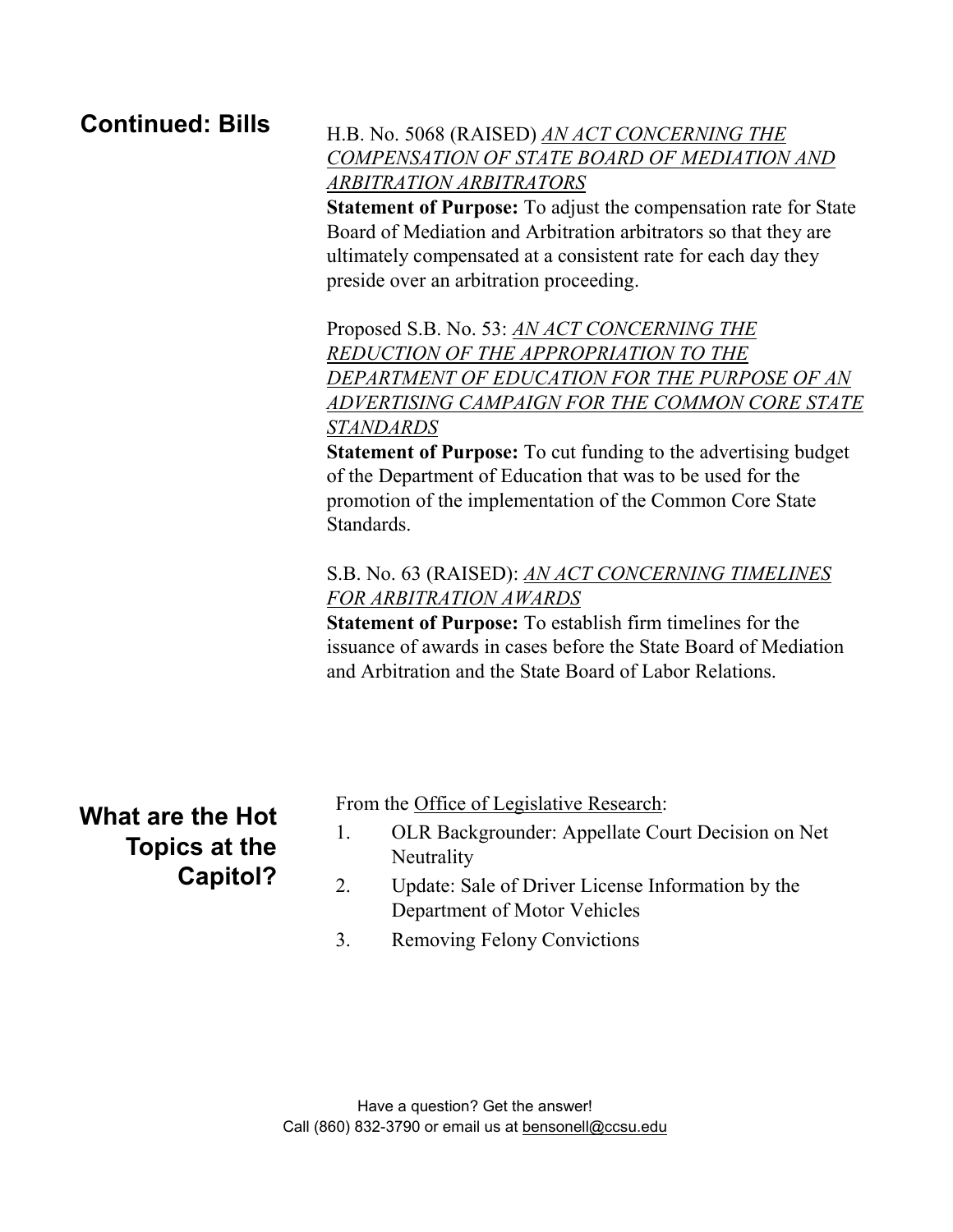## Continued: Bills

H.B. No. 5068 (RAISED) *AN ACT CONCERNING THE COMPENSATION OF STATE BOARD OF MEDIATION AND ARBITRATION ARBITRATORS*

**Statement of Purpose:** To adjust the compensation rate for State Board of Mediation and Arbitration arbitrators so that they are ultimately compensated at a consistent rate for each day they preside over an arbitration proceeding.

Proposed S.B. No. 53: *AN ACT CONCERNING THE REDUCTION OF THE APPROPRIATION TO THE DEPARTMENT OF EDUCATION FOR THE PURPOSE OF AN ADVERTISING CAMPAIGN FOR THE COMMON CORE STATE STANDARDS*

**Statement of Purpose:** To cut funding to the advertising budget of the Department of Education that was to be used for the promotion of the implementation of the Common Core State Standards.

S.B. No. 63 (RAISED): *AN ACT CONCERNING TIMELINES FOR ARBITRATION AWARDS*

**Statement of Purpose:** To establish firm timelines for the issuance of awards in cases before the State Board of Mediation and Arbitration and the State Board of Labor Relations.

## What are the Hot Topics at the Capitol?

From the Office of Legislative Research:

1. OLR Backgrounder: Appellate Court Decision on Net Neutrality
2. Update: Sale of Driver License Information by the Department of Motor Vehicles
3. Removing Felony Convictions

Have a question? Get the answer!
Call (860) 832-3790 or email us at bensonell@ccsu.edu